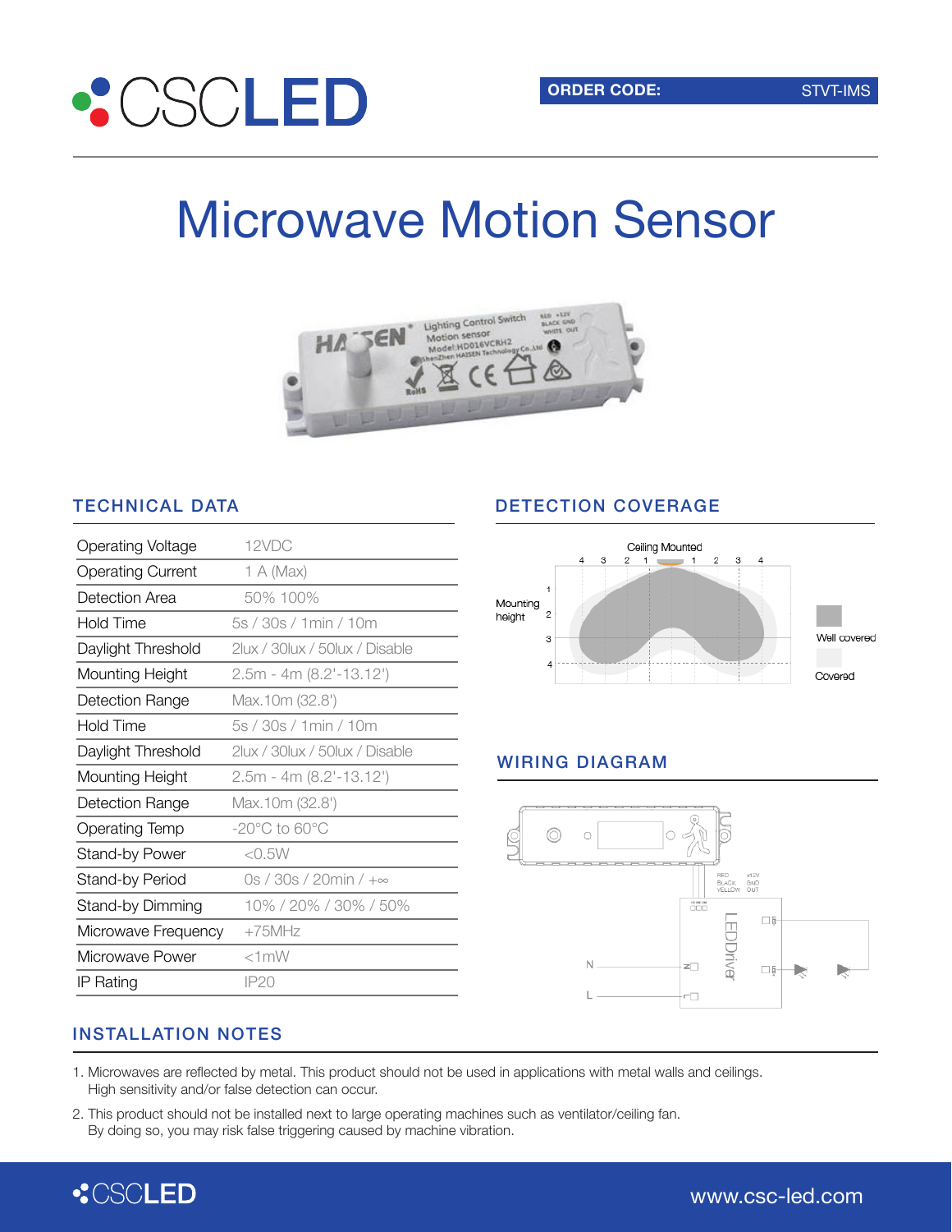**ORDER CODE:** STVT-IMS

# Microwave Motion Sensor

## TECHNICAL DATA

| | |
|---|---|
| Operating Voltage | 12VDC |
| Operating Current | 1 A (Max) |
| Detection Area | 50% 100% |
| Hold Time | 5s / 30s / 1min / 10m |
| Daylight Threshold | 2lux / 30lux / 50lux / Disable |
| Mounting Height | 2.5m - 4m (8.2'-13.12') |
| Detection Range | Max.10m (32.8') |
| Hold Time | 5s / 30s / 1min / 10m |
| Daylight Threshold | 2lux / 30lux / 50lux / Disable |
| Mounting Height | 2.5m - 4m (8.2'-13.12') |
| Detection Range | Max.10m (32.8') |
| Operating Temp | -20°C to 60°C |
| Stand-by Power | <0.5W |
| Stand-by Period | 0s / 30s / 20min / +∞ |
| Stand-by Dimming | 10% / 20% / 30% / 50% |
| Microwave Frequency | +75MHz |
| Microwave Power | <1mW |
| IP Rating | IP20 |

## DETECTION COVERAGE

Ceiling Mounted

Mounting height

Well covered

Covered

## WIRING DIAGRAM

RED +12V, BLACK GND, YELLOW OUT

LEDDriver

N

L

## INSTALLATION NOTES

1. Microwaves are reflected by metal. This product should not be used in applications with metal walls and ceilings. High sensitivity and/or false detection can occur.
2. This product should not be installed next to large operating machines such as ventilator/ceiling fan. By doing so, you may risk false triggering caused by machine vibration.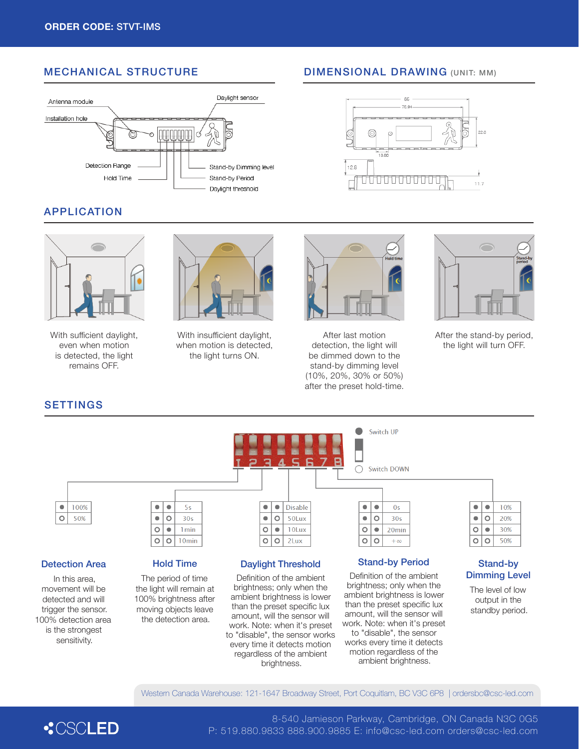**ORDER CODE: STVT-IMS**

## MECHANICAL STRUCTURE

Antenna module

Installation hole

Daylight sensor

Detection Range

Hold Time

Stand-by Dimming level

Stand-by Period

Daylight threshold

## DIMENSIONAL DRAWING (UNIT: MM)

85

75.94

22.6

13.80

12.8

11.7

## APPLICATION

With sufficient daylight, even when motion is detected, the light remains OFF.

With insufficient daylight, when motion is detected, the light turns ON.

Hold time

After last motion detection, the light will be dimmed down to the stand-by dimming level (10%, 20%, 30% or 50%) after the preset hold-time.

Stand-by period

After the stand-by period, the light will turn OFF.

## SETTINGS

● Switch UP

○ Switch DOWN

1 2 3 4 5 6 7 8

| | |
|---|---|
| ● | 100% |
| ○ | 50% |

| | | |
|---|---|---|
| ● | ● | 5s |
| ● | ○ | 30s |
| ○ | ● | 1min |
| ○ | ○ | 10min |

| | | |
|---|---|---|
| ● | ● | Disable |
| ● | ○ | 50Lux |
| ○ | ● | 10Lux |
| ○ | ○ | 2Lux |

| | | |
|---|---|---|
| ● | ● | 0s |
| ● | ○ | 30s |
| ○ | ● | 20min |
| ○ | ○ | +∞ |

| | | |
|---|---|---|
| ● | ● | 10% |
| ● | ○ | 20% |
| ○ | ● | 30% |
| ○ | ○ | 50% |

### Detection Area

In this area, movement will be detected and will trigger the sensor. 100% detection area is the strongest sensitivity.

### Hold Time

The period of time the light will remain at 100% brightness after moving objects leave the detection area.

### Daylight Threshold

Definition of the ambient brightness; only when the ambient brightness is lower than the preset specific lux amount, will the sensor will work. Note: when it's preset to "disable", the sensor works every time it detects motion regardless of the ambient brightness.

### Stand-by Period

Definition of the ambient brightness; only when the ambient brightness is lower than the preset specific lux amount, will the sensor will work. Note: when it's preset to "disable", the sensor works every time it detects motion regardless of the ambient brightness.

### Stand-by Dimming Level

The level of low output in the standby period.

Western Canada Warehouse: 121-1647 Broadway Street, Port Coquitlam, BC V3C 6P8 | ordersbc@csc-led.com

CSCLED

8-540 Jamieson Parkway, Cambridge, ON Canada N3C 0G5
P: 519.880.9833 888.900.9885 E: info@csc-led.com orders@csc-led.com